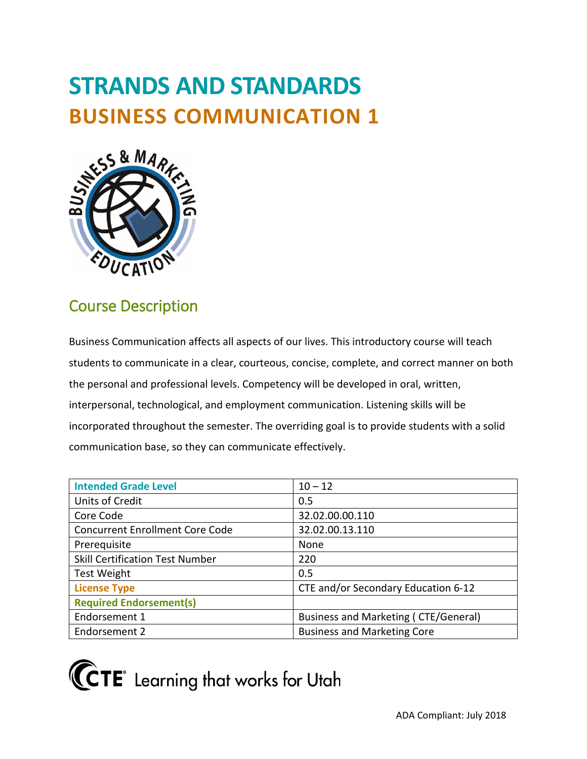# STRANDS AND STANDARDS
# BUSINESS COMMUNICATION 1

## Course Description

Business Communication affects all aspects of our lives. This introductory course will teach students to communicate in a clear, courteous, concise, complete, and correct manner on both the personal and professional levels. Competency will be developed in oral, written, interpersonal, technological, and employment communication. Listening skills will be incorporated throughout the semester. The overriding goal is to provide students with a solid communication base, so they can communicate effectively.

| Intended Grade Level | 10 – 12 |
|---|---|
| Units of Credit | 0.5 |
| Core Code | 32.02.00.00.110 |
| Concurrent Enrollment Core Code | 32.02.00.13.110 |
| Prerequisite | None |
| Skill Certification Test Number | 220 |
| Test Weight | 0.5 |
| **License Type** | CTE and/or Secondary Education 6-12 |
| **Required Endorsement(s)** | |
| Endorsement 1 | Business and Marketing ( CTE/General) |
| Endorsement 2 | Business and Marketing Core |

CTE Learning that works for Utah

ADA Compliant: July 2018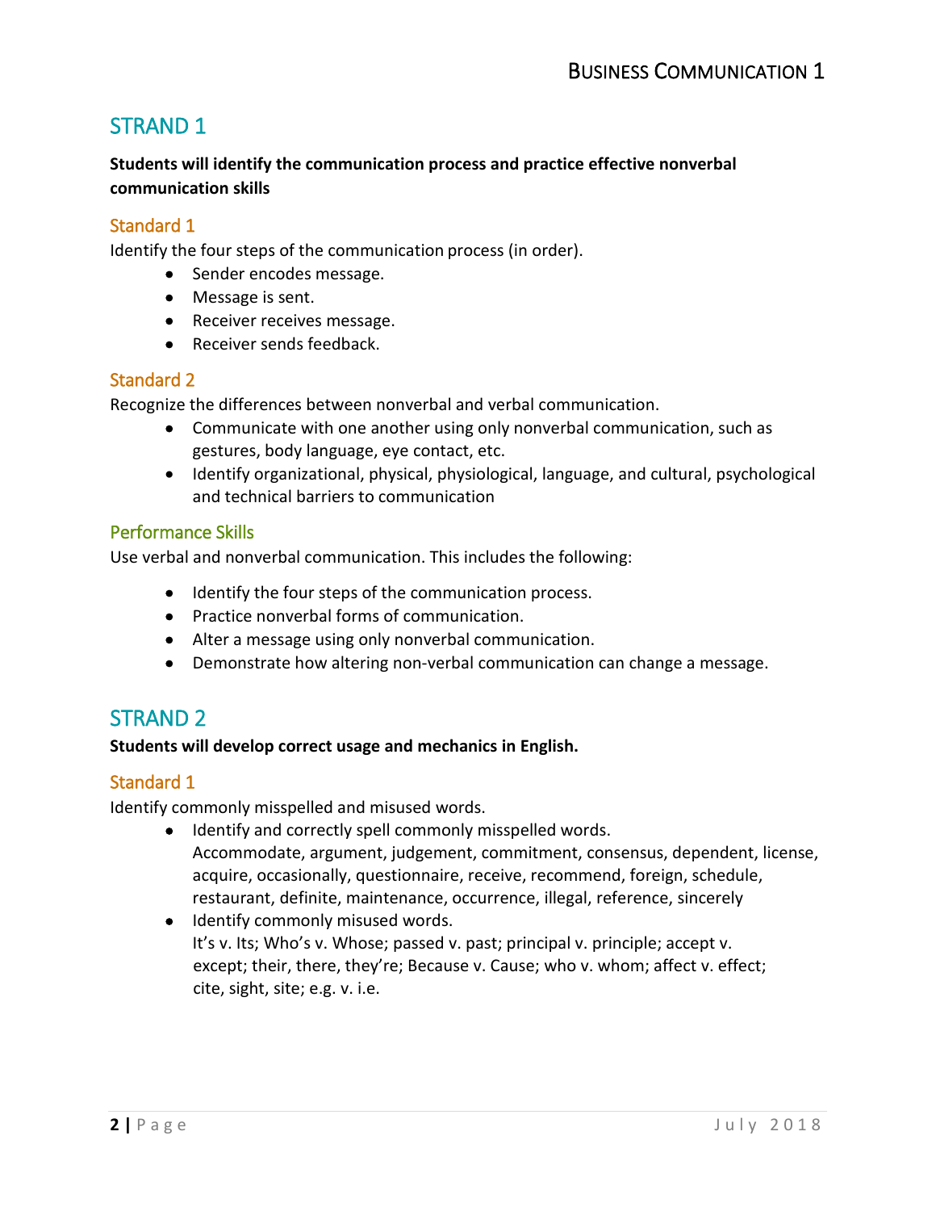## STRAND 1

**Students will identify the communication process and practice effective nonverbal communication skills**

### Standard 1

Identify the four steps of the communication process (in order).

- Sender encodes message.
- Message is sent.
- Receiver receives message.
- Receiver sends feedback.

### Standard 2

Recognize the differences between nonverbal and verbal communication.

- Communicate with one another using only nonverbal communication, such as gestures, body language, eye contact, etc.
- Identify organizational, physical, physiological, language, and cultural, psychological and technical barriers to communication

### Performance Skills

Use verbal and nonverbal communication. This includes the following:

- Identify the four steps of the communication process.
- Practice nonverbal forms of communication.
- Alter a message using only nonverbal communication.
- Demonstrate how altering non-verbal communication can change a message.

## STRAND 2

**Students will develop correct usage and mechanics in English.**

### Standard 1

Identify commonly misspelled and misused words.

- Identify and correctly spell commonly misspelled words.
  Accommodate, argument, judgement, commitment, consensus, dependent, license, acquire, occasionally, questionnaire, receive, recommend, foreign, schedule, restaurant, definite, maintenance, occurrence, illegal, reference, sincerely
- Identify commonly misused words.
  It's v. Its; Who's v. Whose; passed v. past; principal v. principle; accept v. except; their, there, they're; Because v. Cause; who v. whom; affect v. effect; cite, sight, site; e.g. v. i.e.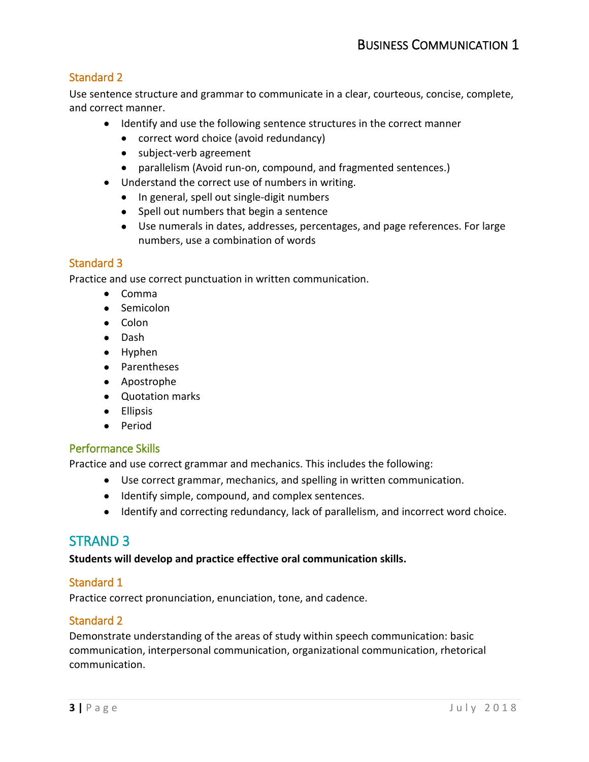### Standard 2

Use sentence structure and grammar to communicate in a clear, courteous, concise, complete, and correct manner.

- Identify and use the following sentence structures in the correct manner
  - correct word choice (avoid redundancy)
  - subject-verb agreement
  - parallelism (Avoid run-on, compound, and fragmented sentences.)
- Understand the correct use of numbers in writing.
  - In general, spell out single-digit numbers
  - Spell out numbers that begin a sentence
  - Use numerals in dates, addresses, percentages, and page references. For large numbers, use a combination of words

### Standard 3

Practice and use correct punctuation in written communication.

- Comma
- Semicolon
- Colon
- Dash
- Hyphen
- Parentheses
- Apostrophe
- Quotation marks
- Ellipsis
- Period

### Performance Skills

Practice and use correct grammar and mechanics. This includes the following:

- Use correct grammar, mechanics, and spelling in written communication.
- Identify simple, compound, and complex sentences.
- Identify and correcting redundancy, lack of parallelism, and incorrect word choice.

## STRAND 3

**Students will develop and practice effective oral communication skills.**

### Standard 1

Practice correct pronunciation, enunciation, tone, and cadence.

### Standard 2

Demonstrate understanding of the areas of study within speech communication: basic communication, interpersonal communication, organizational communication, rhetorical communication.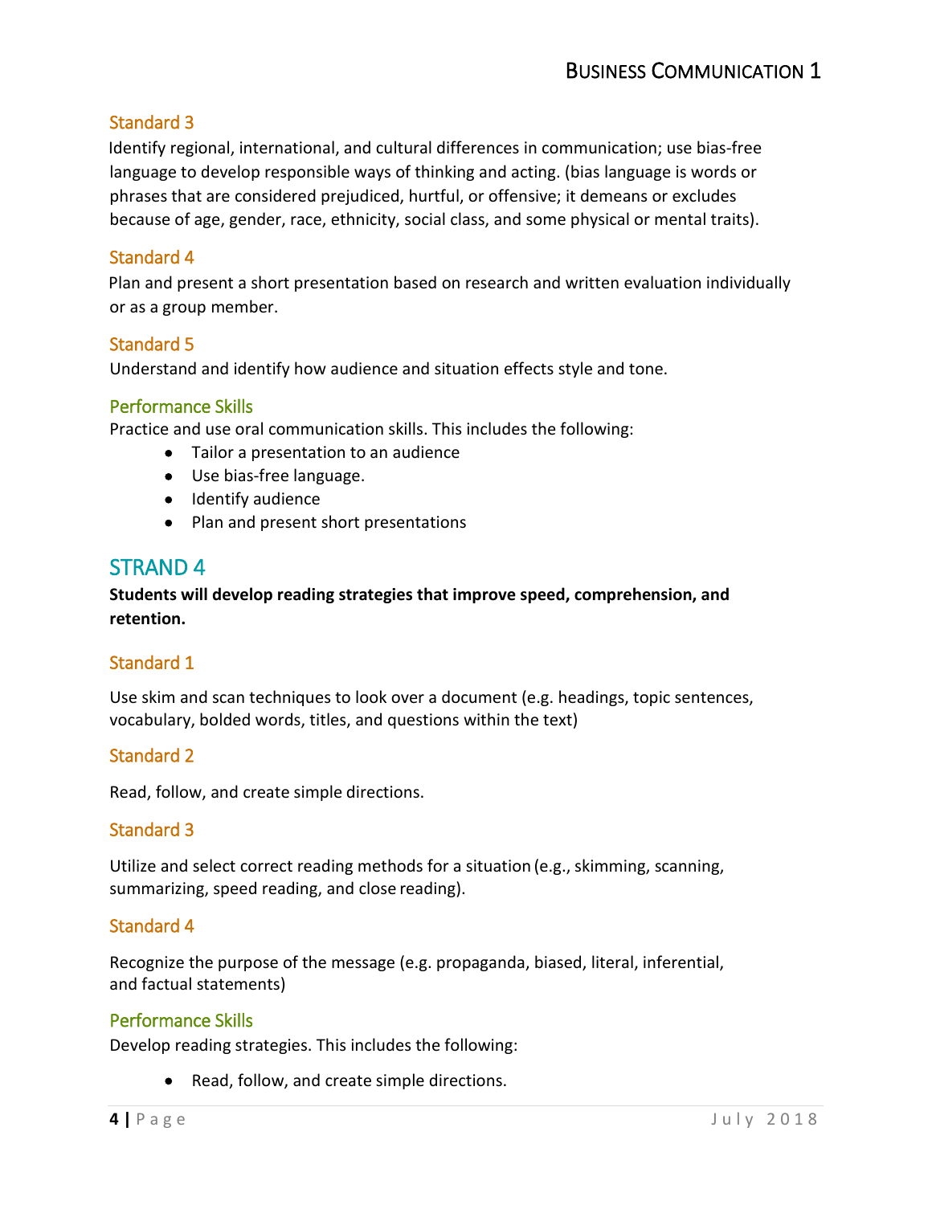### Standard 3

Identify regional, international, and cultural differences in communication; use bias-free language to develop responsible ways of thinking and acting. (bias language is words or phrases that are considered prejudiced, hurtful, or offensive; it demeans or excludes because of age, gender, race, ethnicity, social class, and some physical or mental traits).

### Standard 4

Plan and present a short presentation based on research and written evaluation individually or as a group member.

### Standard 5

Understand and identify how audience and situation effects style and tone.

### Performance Skills

Practice and use oral communication skills. This includes the following:

- Tailor a presentation to an audience
- Use bias-free language.
- Identify audience
- Plan and present short presentations

## STRAND 4

**Students will develop reading strategies that improve speed, comprehension, and retention.**

### Standard 1

Use skim and scan techniques to look over a document (e.g. headings, topic sentences, vocabulary, bolded words, titles, and questions within the text)

### Standard 2

Read, follow, and create simple directions.

### Standard 3

Utilize and select correct reading methods for a situation (e.g., skimming, scanning, summarizing, speed reading, and close reading).

### Standard 4

Recognize the purpose of the message (e.g. propaganda, biased, literal, inferential, and factual statements)

### Performance Skills

Develop reading strategies. This includes the following:

- Read, follow, and create simple directions.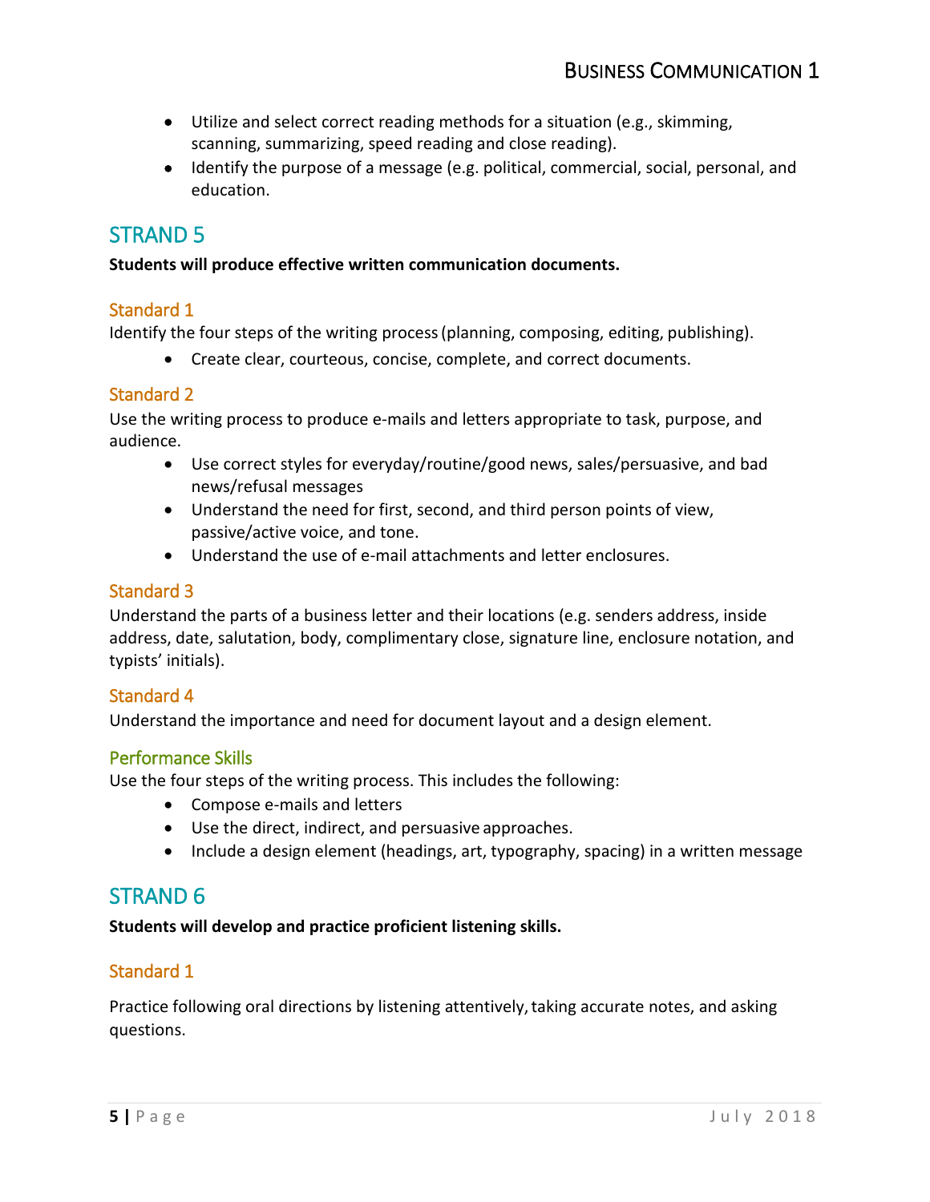- Utilize and select correct reading methods for a situation (e.g., skimming, scanning, summarizing, speed reading and close reading).
- Identify the purpose of a message (e.g. political, commercial, social, personal, and education.

## STRAND 5

**Students will produce effective written communication documents.**

### Standard 1

Identify the four steps of the writing process (planning, composing, editing, publishing).

- Create clear, courteous, concise, complete, and correct documents.

### Standard 2

Use the writing process to produce e-mails and letters appropriate to task, purpose, and audience.

- Use correct styles for everyday/routine/good news, sales/persuasive, and bad news/refusal messages
- Understand the need for first, second, and third person points of view, passive/active voice, and tone.
- Understand the use of e-mail attachments and letter enclosures.

### Standard 3

Understand the parts of a business letter and their locations (e.g. senders address, inside address, date, salutation, body, complimentary close, signature line, enclosure notation, and typists' initials).

### Standard 4

Understand the importance and need for document layout and a design element.

### Performance Skills

Use the four steps of the writing process. This includes the following:

- Compose e-mails and letters
- Use the direct, indirect, and persuasive approaches.
- Include a design element (headings, art, typography, spacing) in a written message

## STRAND 6

**Students will develop and practice proficient listening skills.**

### Standard 1

Practice following oral directions by listening attentively, taking accurate notes, and asking questions.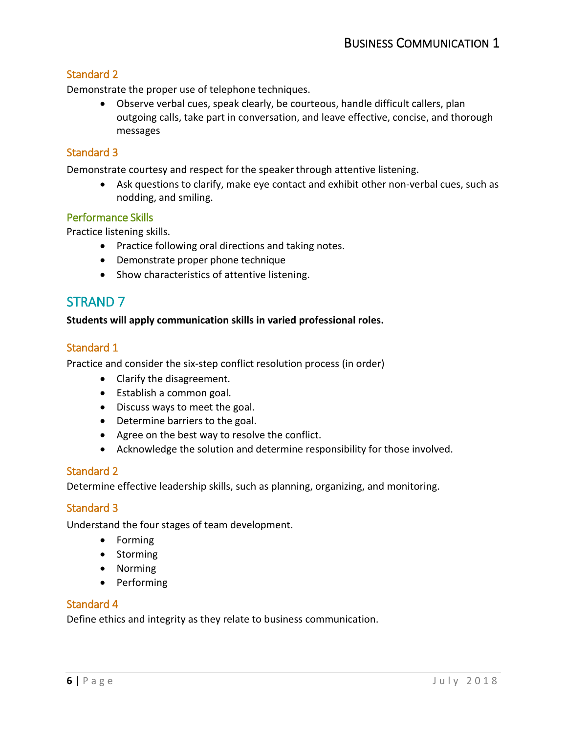### Standard 2

Demonstrate the proper use of telephone techniques.

- Observe verbal cues, speak clearly, be courteous, handle difficult callers, plan outgoing calls, take part in conversation, and leave effective, concise, and thorough messages

### Standard 3

Demonstrate courtesy and respect for the speaker through attentive listening.

- Ask questions to clarify, make eye contact and exhibit other non-verbal cues, such as nodding, and smiling.

### Performance Skills

Practice listening skills.

- Practice following oral directions and taking notes.
- Demonstrate proper phone technique
- Show characteristics of attentive listening.

## STRAND 7

**Students will apply communication skills in varied professional roles.**

### Standard 1

Practice and consider the six-step conflict resolution process (in order)

- Clarify the disagreement.
- Establish a common goal.
- Discuss ways to meet the goal.
- Determine barriers to the goal.
- Agree on the best way to resolve the conflict.
- Acknowledge the solution and determine responsibility for those involved.

### Standard 2

Determine effective leadership skills, such as planning, organizing, and monitoring.

### Standard 3

Understand the four stages of team development.

- Forming
- Storming
- Norming
- Performing

### Standard 4

Define ethics and integrity as they relate to business communication.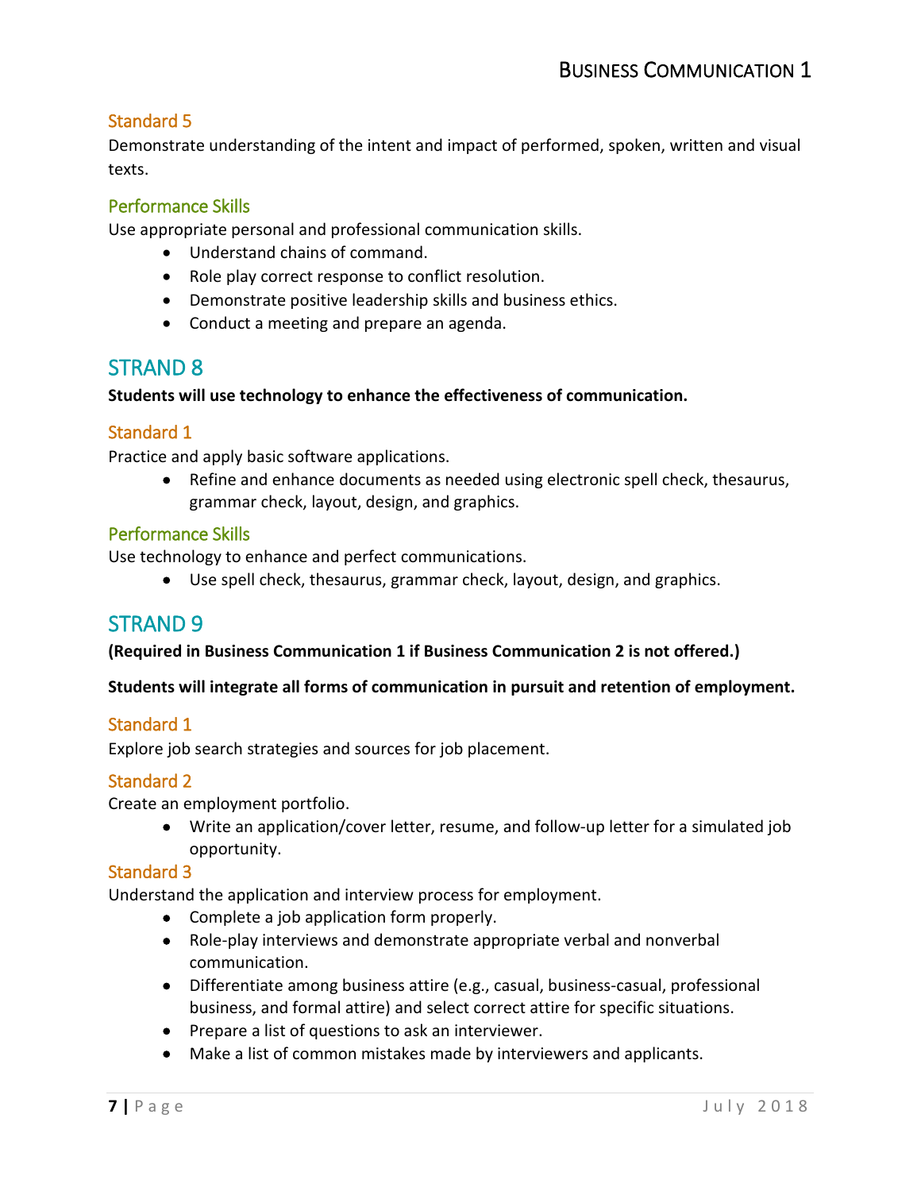### Standard 5

Demonstrate understanding of the intent and impact of performed, spoken, written and visual texts.

### Performance Skills

Use appropriate personal and professional communication skills.

- Understand chains of command.
- Role play correct response to conflict resolution.
- Demonstrate positive leadership skills and business ethics.
- Conduct a meeting and prepare an agenda.

## STRAND 8

**Students will use technology to enhance the effectiveness of communication.**

### Standard 1

Practice and apply basic software applications.

- Refine and enhance documents as needed using electronic spell check, thesaurus, grammar check, layout, design, and graphics.

### Performance Skills

Use technology to enhance and perfect communications.

- Use spell check, thesaurus, grammar check, layout, design, and graphics.

## STRAND 9

**(Required in Business Communication 1 if Business Communication 2 is not offered.)**

**Students will integrate all forms of communication in pursuit and retention of employment.**

### Standard 1

Explore job search strategies and sources for job placement.

### Standard 2

Create an employment portfolio.

- Write an application/cover letter, resume, and follow-up letter for a simulated job opportunity.

### Standard 3

Understand the application and interview process for employment.

- Complete a job application form properly.
- Role-play interviews and demonstrate appropriate verbal and nonverbal communication.
- Differentiate among business attire (e.g., casual, business-casual, professional business, and formal attire) and select correct attire for specific situations.
- Prepare a list of questions to ask an interviewer.
- Make a list of common mistakes made by interviewers and applicants.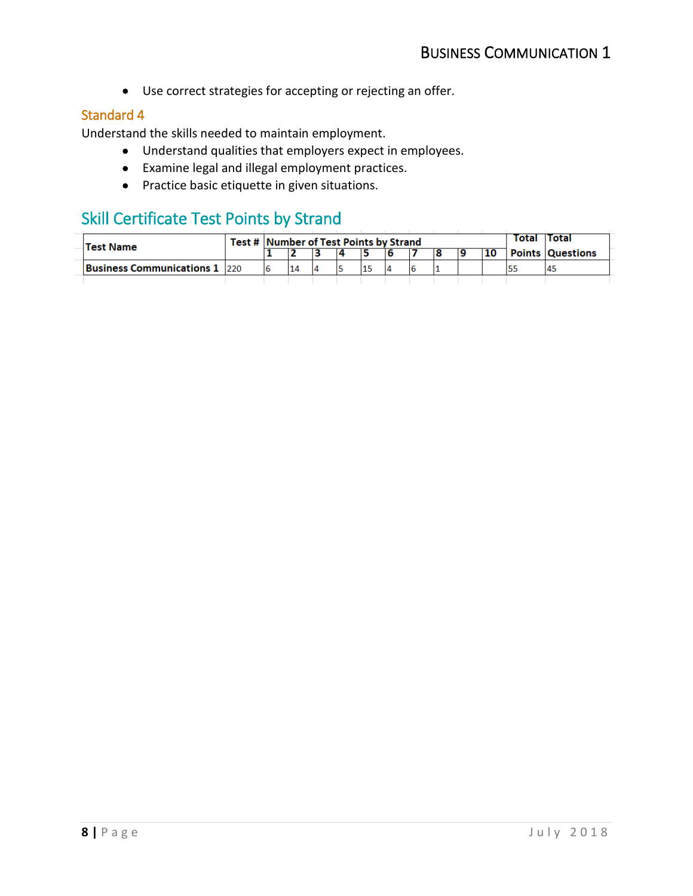- Use correct strategies for accepting or rejecting an offer.

### Standard 4

Understand the skills needed to maintain employment.

- Understand qualities that employers expect in employees.
- Examine legal and illegal employment practices.
- Practice basic etiquette in given situations.

## Skill Certificate Test Points by Strand

| Test Name | Test # | Number of Test Points by Strand | | | | | | | | | | Total | Total |
|---|---|---|---|---|---|---|---|---|---|---|---|---|---|
| | | 1 | 2 | 3 | 4 | 5 | 6 | 7 | 8 | 9 | 10 | Points | Questions |
| **Business Communications 1** | 220 | 6 | 14 | 4 | 5 | 15 | 4 | 6 | 1 | | | 55 | 45 |